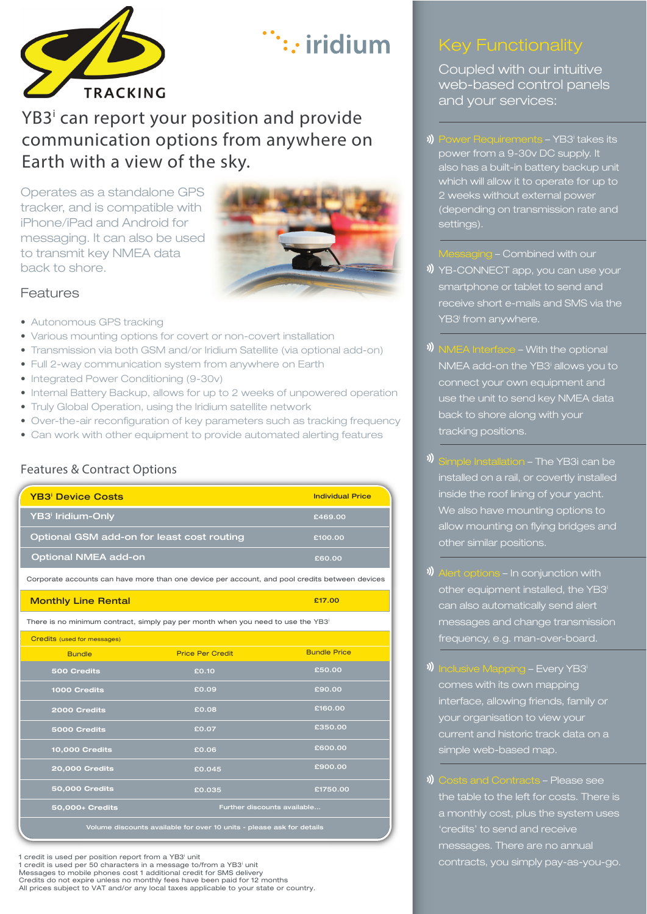TRACKING

iridium

# YB3[i] can report your position and provide communication options from anywhere on Earth with a view of the sky.

Operates as a standalone GPS tracker, and is compatible with iPhone/iPad and Android for messaging. It can also be used to transmit key NMEA data back to shore.

## Features

- Autonomous GPS tracking
- Various mounting options for covert or non-covert installation
- Transmission via both GSM and/or Iridium Satellite (via optional add-on)
- Full 2-way communication system from anywhere on Earth
- Integrated Power Conditioning (9-30v)
- Internal Battery Backup, allows for up to 2 weeks of unpowered operation
- Truly Global Operation, using the Iridium satellite network
- Over-the-air reconfiguration of key parameters such as tracking frequency
- Can work with other equipment to provide automated alerting features

## Features & Contract Options

| YB3[i] Device Costs | Individual Price |
|---|---|
| YB3[i] Iridium-Only | £469.00 |
| Optional GSM add-on for least cost routing | £100.00 |
| Optional NMEA add-on | £60.00 |

Corporate accounts can have more than one device per account, and pool credits between devices

| Monthly Line Rental | £17.00 |
|---|---|

There is no minimum contract, simply pay per month when you need to use the YB3[i]

Credits (used for messages)

| Bundle | Price Per Credit | Bundle Price |
|---|---|---|
| 500 Credits | £0.10 | £50.00 |
| 1000 Credits | £0.09 | £90.00 |
| 2000 Credits | £0.08 | £160.00 |
| 5000 Credits | £0.07 | £350.00 |
| 10,000 Credits | £0.06 | £600.00 |
| 20,000 Credits | £0.045 | £900.00 |
| 50,000 Credits | £0.035 | £1750.00 |
| 50,000+ Credits | Further discounts available... | |

Volume discounts available for over 10 units - please ask for details

1 credit is used per position report from a YB3[i] unit
1 credit is used per 50 characters in a message to/from a YB3[i] unit
Messages to mobile phones cost 1 additional credit for SMS delivery
Credits do not expire unless no monthly fees have been paid for 12 months
All prices subject to VAT and/or any local taxes applicable to your state or country.

## Key Functionality

Coupled with our intuitive web-based control panels and your services:

**Power Requirements** – YB3[i] takes its power from a 9-30v DC supply. It also has a built-in battery backup unit which will allow it to operate for up to 2 weeks without external power (depending on transmission rate and settings).

**Messaging** – Combined with our YB-CONNECT app, you can use your smartphone or tablet to send and receive short e-mails and SMS via the YB3[i] from anywhere.

**NMEA Interface** – With the optional NMEA add-on the YB3[i] allows you to connect your own equipment and use the unit to send key NMEA data back to shore along with your tracking positions.

**Simple Installation** – The YB3i can be installed on a rail, or covertly installed inside the roof lining of your yacht. We also have mounting options to allow mounting on flying bridges and other similar positions.

**Alert options** – In conjunction with other equipment installed, the YB3[i] can also automatically send alert messages and change transmission frequency, e.g. man-over-board.

**Inclusive Mapping** – Every YB3[i] comes with its own mapping interface, allowing friends, family or your organisation to view your current and historic track data on a simple web-based map.

**Costs and Contracts** – Please see the table to the left for costs. There is a monthly cost, plus the system uses 'credits' to send and receive messages. There are no annual contracts, you simply pay-as-you-go.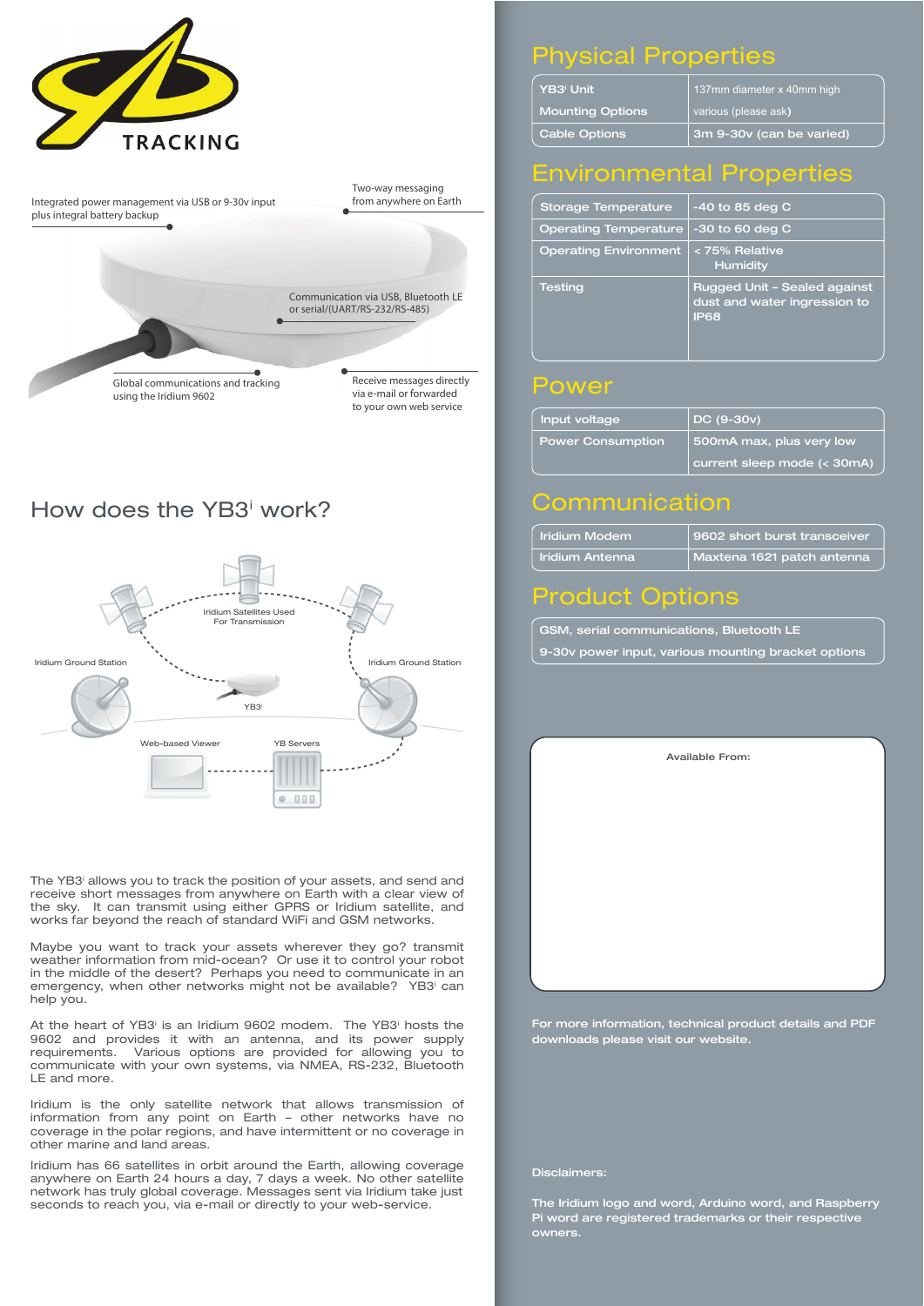TRACKING

Integrated power management via USB or 9-30v input plus integral battery backup

Two-way messaging from anywhere on Earth

Communication via USB, Bluetooth LE or serial/(UART/RS-232/RS-485)

Global communications and tracking using the Iridium 9602

Receive messages directly via e-mail or forwarded to your own web service

## How does the YB3[i] work?

Iridium Satellites Used For Transmission

Iridium Ground Station

Iridium Ground Station

YB3[i]

Web-based Viewer

YB Servers

The YB3[i] allows you to track the position of your assets, and send and receive short messages from anywhere on Earth with a clear view of the sky. It can transmit using either GPRS or Iridium satellite, and works far beyond the reach of standard WiFi and GSM networks.

Maybe you want to track your assets wherever they go? transmit weather information from mid-ocean? Or use it to control your robot in the middle of the desert? Perhaps you need to communicate in an emergency, when other networks might not be available? YB3[i] can help you.

At the heart of YB3[i] is an Iridium 9602 modem. The YB3[i] hosts the 9602 and provides it with an antenna, and its power supply requirements. Various options are provided for allowing you to communicate with your own systems, via NMEA, RS-232, Bluetooth LE and more.

Iridium is the only satellite network that allows transmission of information from any point on Earth – other networks have no coverage in the polar regions, and have intermittent or no coverage in other marine and land areas.

Iridium has 66 satellites in orbit around the Earth, allowing coverage anywhere on Earth 24 hours a day, 7 days a week. No other satellite network has truly global coverage. Messages sent via Iridium take just seconds to reach you, via e-mail or directly to your web-service.

## Physical Properties

| | |
|---|---|
| YB3[i] Unit | 137mm diameter x 40mm high |
| Mounting Options | various (please ask) |
| Cable Options | 3m 9-30v (can be varied) |

## Environmental Properties

| | |
|---|---|
| Storage Temperature | -40 to 85 deg C |
| Operating Temperature | -30 to 60 deg C |
| Operating Environment | < 75% Relative Humidity |
| Testing | Rugged Unit - Sealed against dust and water ingression to IP68 |

## Power

| | |
|---|---|
| Input voltage | DC (9-30v) |
| Power Consumption | 500mA max, plus very low current sleep mode (< 30mA) |

## Communication

| | |
|---|---|
| Iridium Modem | 9602 short burst transceiver |
| Iridium Antenna | Maxtena 1621 patch antenna |

## Product Options

GSM, serial communications, Bluetooth LE

9-30v power input, various mounting bracket options

Available From:

For more information, technical product details and PDF downloads please visit our website.

Disclaimers:

The Iridium logo and word, Arduino word, and Raspberry Pi word are registered trademarks or their respective owners.